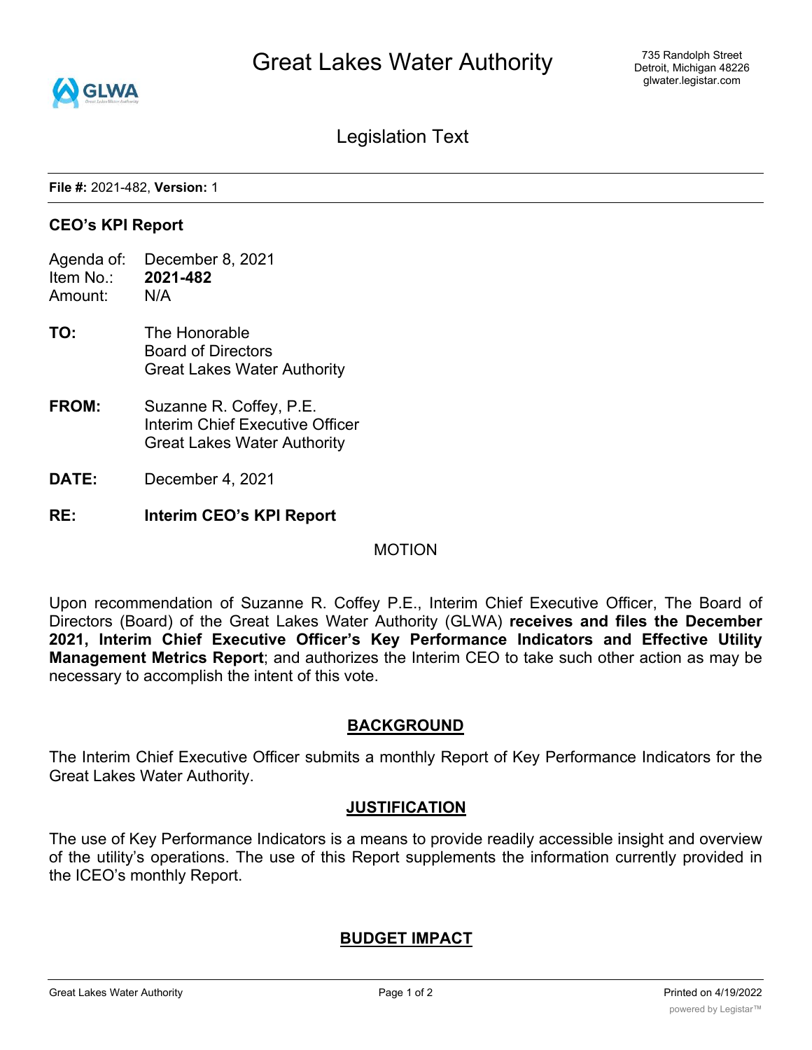# Great Lakes Water Authority

735 Randolph Street
Detroit, Michigan 48226
glwater.legistar.com

## Legislation Text

**File #:** 2021-482, **Version:** 1

**CEO's KPI Report**

Agenda of: December 8, 2021
Item No.: **2021-482**
Amount: N/A

**TO:** The Honorable
Board of Directors
Great Lakes Water Authority

**FROM:** Suzanne R. Coffey, P.E.
Interim Chief Executive Officer
Great Lakes Water Authority

**DATE:** December 4, 2021

**RE:** **Interim CEO's KPI Report**

MOTION

Upon recommendation of Suzanne R. Coffey P.E., Interim Chief Executive Officer, The Board of Directors (Board) of the Great Lakes Water Authority (GLWA) **receives and files the December 2021, Interim Chief Executive Officer's Key Performance Indicators and Effective Utility Management Metrics Report**; and authorizes the Interim CEO to take such other action as may be necessary to accomplish the intent of this vote.

### BACKGROUND

The Interim Chief Executive Officer submits a monthly Report of Key Performance Indicators for the Great Lakes Water Authority.

### JUSTIFICATION

The use of Key Performance Indicators is a means to provide readily accessible insight and overview of the utility's operations. The use of this Report supplements the information currently provided in the ICEO's monthly Report.

### BUDGET IMPACT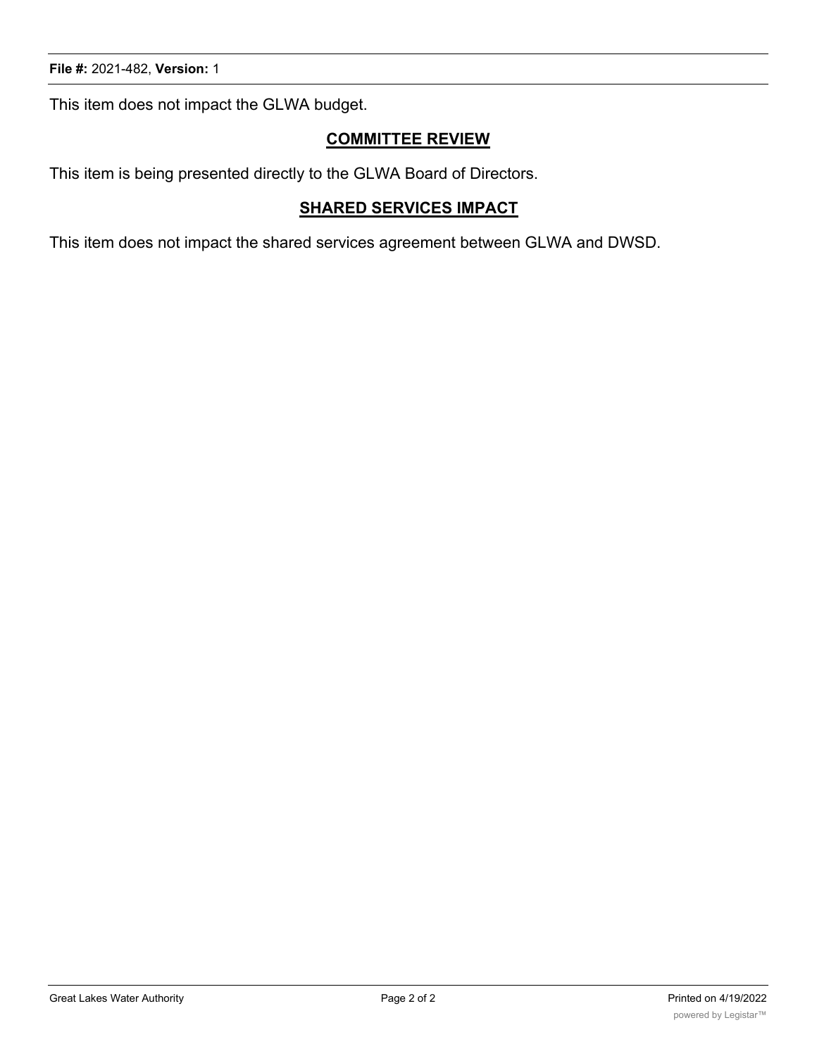This item does not impact the GLWA budget.

## COMMITTEE REVIEW

This item is being presented directly to the GLWA Board of Directors.

## SHARED SERVICES IMPACT

This item does not impact the shared services agreement between GLWA and DWSD.